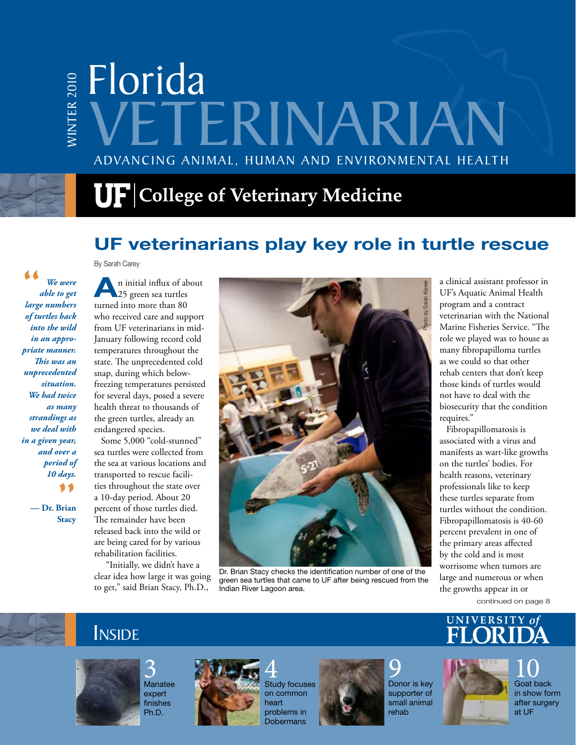WINTER 2010

# Florida VETERINARIAN

ADVANCING ANIMAL, HUMAN AND ENVIRONMENTAL HEALTH

UF | College of Veterinary Medicine

## UF veterinarians play key role in turtle rescue

By Sarah Carey

> *"We were able to get large numbers of turtles back into the wild in an appropriate manner. This was an unprecedented situation. We had twice as many strandings as we deal with in a given year, and over a period of 10 days."*
>
> **— Dr. Brian Stacy**

An initial influx of about 25 green sea turtles turned into more than 80 who received care and support from UF veterinarians in mid-January following record cold temperatures throughout the state. The unprecedented cold snap, during which below-freezing temperatures persisted for several days, posed a severe health threat to thousands of the green turtles, already an endangered species.

Some 5,000 "cold-stunned" sea turtles were collected from the sea at various locations and transported to rescue facilities throughout the state over a 10-day period. About 20 percent of those turtles died. The remainder have been released back into the wild or are being cared for by various rehabilitation facilities.

"Initially, we didn't have a clear idea how large it was going to get," said Brian Stacy, Ph.D., a clinical assistant professor in UF's Aquatic Animal Health program and a contract veterinarian with the National Marine Fisheries Service. "The role we played was to house as many fibropapilloma turtles as we could so that other rehab centers that don't keep those kinds of turtles would not have to deal with the biosecurity that the condition requires."

Photo by Sarah Kiewel

Dr. Brian Stacy checks the identification number of one of the green sea turtles that came to UF after being rescued from the Indian River Lagoon area.

Fibropapillomatosis is associated with a virus and manifests as wart-like growths on the turtles' bodies. For health reasons, veterinary professionals like to keep these turtles separate from turtles without the condition. Fibropapillomatosis is 40-60 percent prevalent in one of the primary areas affected by the cold and is most worrisome when tumors are large and numerous or when the growths appear in or

continued on page 8

## INSIDE

UNIVERSITY of FLORIDA

**3** Manatee expert finishes Ph.D.

**4** Study focuses on common heart problems in Dobermans

**9** Donor is key supporter of small animal rehab

**10** Goat back in show form after surgery at UF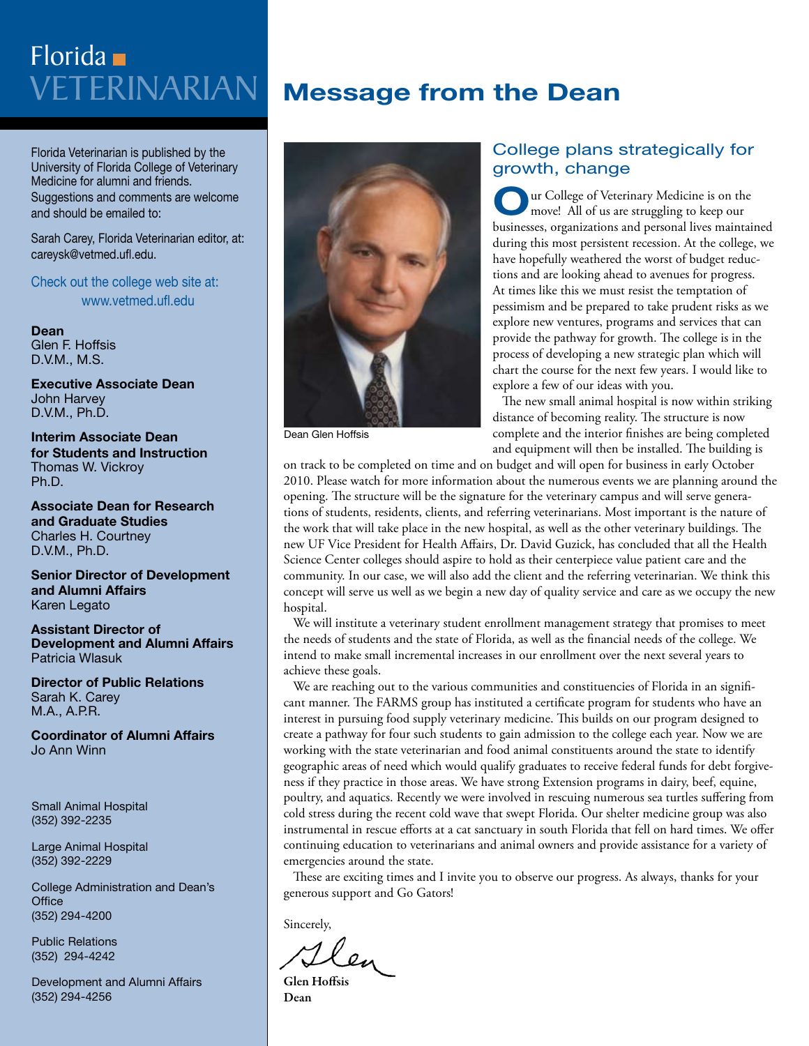# Florida VETERINARIAN

Florida Veterinarian is published by the University of Florida College of Veterinary Medicine for alumni and friends. Suggestions and comments are welcome and should be emailed to:

Sarah Carey, Florida Veterinarian editor, at: careysk@vetmed.ufl.edu.

Check out the college web site at: www.vetmed.ufl.edu

**Dean**
Glen F. Hoffsis
D.V.M., M.S.

**Executive Associate Dean**
John Harvey
D.V.M., Ph.D.

**Interim Associate Dean for Students and Instruction**
Thomas W. Vickroy
Ph.D.

**Associate Dean for Research and Graduate Studies**
Charles H. Courtney
D.V.M., Ph.D.

**Senior Director of Development and Alumni Affairs**
Karen Legato

**Assistant Director of Development and Alumni Affairs**
Patricia Wlasuk

**Director of Public Relations**
Sarah K. Carey
M.A., A.P.R.

**Coordinator of Alumni Affairs**
Jo Ann Winn

Small Animal Hospital
(352) 392-2235

Large Animal Hospital
(352) 392-2229

College Administration and Dean's Office
(352) 294-4200

Public Relations
(352) 294-4242

Development and Alumni Affairs
(352) 294-4256

# Message from the Dean

Dean Glen Hoffsis

## College plans strategically for growth, change

Our College of Veterinary Medicine is on the move! All of us are struggling to keep our businesses, organizations and personal lives maintained during this most persistent recession. At the college, we have hopefully weathered the worst of budget reductions and are looking ahead to avenues for progress. At times like this we must resist the temptation of pessimism and be prepared to take prudent risks as we explore new ventures, programs and services that can provide the pathway for growth. The college is in the process of developing a new strategic plan which will chart the course for the next few years. I would like to explore a few of our ideas with you.

The new small animal hospital is now within striking distance of becoming reality. The structure is now complete and the interior finishes are being completed and equipment will then be installed. The building is on track to be completed on time and on budget and will open for business in early October 2010. Please watch for more information about the numerous events we are planning around the opening. The structure will be the signature for the veterinary campus and will serve generations of students, residents, clients, and referring veterinarians. Most important is the nature of the work that will take place in the new hospital, as well as the other veterinary buildings. The new UF Vice President for Health Affairs, Dr. David Guzick, has concluded that all the Health Science Center colleges should aspire to hold as their centerpiece value patient care and the community. In our case, we will also add the client and the referring veterinarian. We think this concept will serve us well as we begin a new day of quality service and care as we occupy the new hospital.

We will institute a veterinary student enrollment management strategy that promises to meet the needs of students and the state of Florida, as well as the financial needs of the college. We intend to make small incremental increases in our enrollment over the next several years to achieve these goals.

We are reaching out to the various communities and constituencies of Florida in an significant manner. The FARMS group has instituted a certificate program for students who have an interest in pursuing food supply veterinary medicine. This builds on our program designed to create a pathway for four such students to gain admission to the college each year. Now we are working with the state veterinarian and food animal constituents around the state to identify geographic areas of need which would qualify graduates to receive federal funds for debt forgiveness if they practice in those areas. We have strong Extension programs in dairy, beef, equine, poultry, and aquatics. Recently we were involved in rescuing numerous sea turtles suffering from cold stress during the recent cold wave that swept Florida. Our shelter medicine group was also instrumental in rescue efforts at a cat sanctuary in south Florida that fell on hard times. We offer continuing education to veterinarians and animal owners and provide assistance for a variety of emergencies around the state.

These are exciting times and I invite you to observe our progress. As always, thanks for your generous support and Go Gators!

Sincerely,

Glen

**Glen Hoffsis**
**Dean**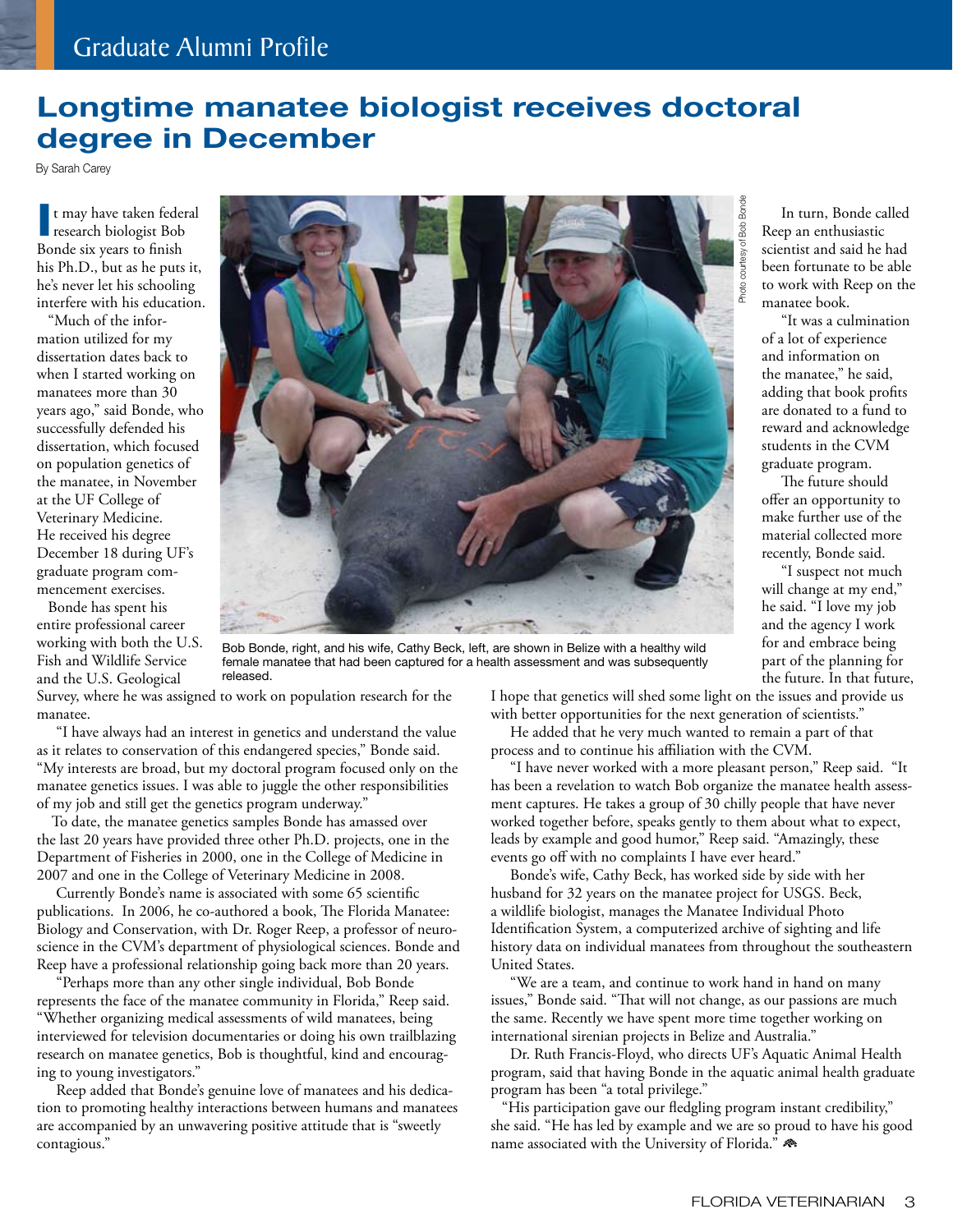# Longtime manatee biologist receives doctoral degree in December

By Sarah Carey

It may have taken federal research biologist Bob Bonde six years to finish his Ph.D., but as he puts it, he's never let his schooling interfere with his education.

"Much of the information utilized for my dissertation dates back to when I started working on manatees more than 30 years ago," said Bonde, who successfully defended his dissertation, which focused on population genetics of the manatee, in November at the UF College of Veterinary Medicine. He received his degree December 18 during UF's graduate program commencement exercises.

Bonde has spent his entire professional career working with both the U.S. Fish and Wildlife Service and the U.S. Geological Survey, where he was assigned to work on population research for the manatee.

"I have always had an interest in genetics and understand the value as it relates to conservation of this endangered species," Bonde said. "My interests are broad, but my doctoral program focused only on the manatee genetics issues. I was able to juggle the other responsibilities of my job and still get the genetics program underway."

To date, the manatee genetics samples Bonde has amassed over the last 20 years have provided three other Ph.D. projects, one in the Department of Fisheries in 2000, one in the College of Medicine in 2007 and one in the College of Veterinary Medicine in 2008.

Currently Bonde's name is associated with some 65 scientific publications. In 2006, he co-authored a book, The Florida Manatee: Biology and Conservation, with Dr. Roger Reep, a professor of neuroscience in the CVM's department of physiological sciences. Bonde and Reep have a professional relationship going back more than 20 years.

"Perhaps more than any other single individual, Bob Bonde represents the face of the manatee community in Florida," Reep said. "Whether organizing medical assessments of wild manatees, being interviewed for television documentaries or doing his own trailblazing research on manatee genetics, Bob is thoughtful, kind and encouraging to young investigators."

Reep added that Bonde's genuine love of manatees and his dedication to promoting healthy interactions between humans and manatees are accompanied by an unwavering positive attitude that is "sweetly contagious."

Photo courtesy of Bob Bonde

Bob Bonde, right, and his wife, Cathy Beck, left, are shown in Belize with a healthy wild female manatee that had been captured for a health assessment and was subsequently released.

In turn, Bonde called Reep an enthusiastic scientist and said he had been fortunate to be able to work with Reep on the manatee book.

"It was a culmination of a lot of experience and information on the manatee," he said, adding that book profits are donated to a fund to reward and acknowledge students in the CVM graduate program.

The future should offer an opportunity to make further use of the material collected more recently, Bonde said.

"I suspect not much will change at my end," he said. "I love my job and the agency I work for and embrace being part of the planning for the future. In that future, I hope that genetics will shed some light on the issues and provide us with better opportunities for the next generation of scientists."

He added that he very much wanted to remain a part of that process and to continue his affiliation with the CVM.

"I have never worked with a more pleasant person," Reep said. "It has been a revelation to watch Bob organize the manatee health assessment captures. He takes a group of 30 chilly people that have never worked together before, speaks gently to them about what to expect, leads by example and good humor," Reep said. "Amazingly, these events go off with no complaints I have ever heard."

Bonde's wife, Cathy Beck, has worked side by side with her husband for 32 years on the manatee project for USGS. Beck, a wildlife biologist, manages the Manatee Individual Photo Identification System, a computerized archive of sighting and life history data on individual manatees from throughout the southeastern United States.

"We are a team, and continue to work hand in hand on many issues," Bonde said. "That will not change, as our passions are much the same. Recently we have spent more time together working on international sirenian projects in Belize and Australia."

Dr. Ruth Francis-Floyd, who directs UF's Aquatic Animal Health program, said that having Bonde in the aquatic animal health graduate program has been "a total privilege."

"His participation gave our fledgling program instant credibility," she said. "He has led by example and we are so proud to have his good name associated with the University of Florida."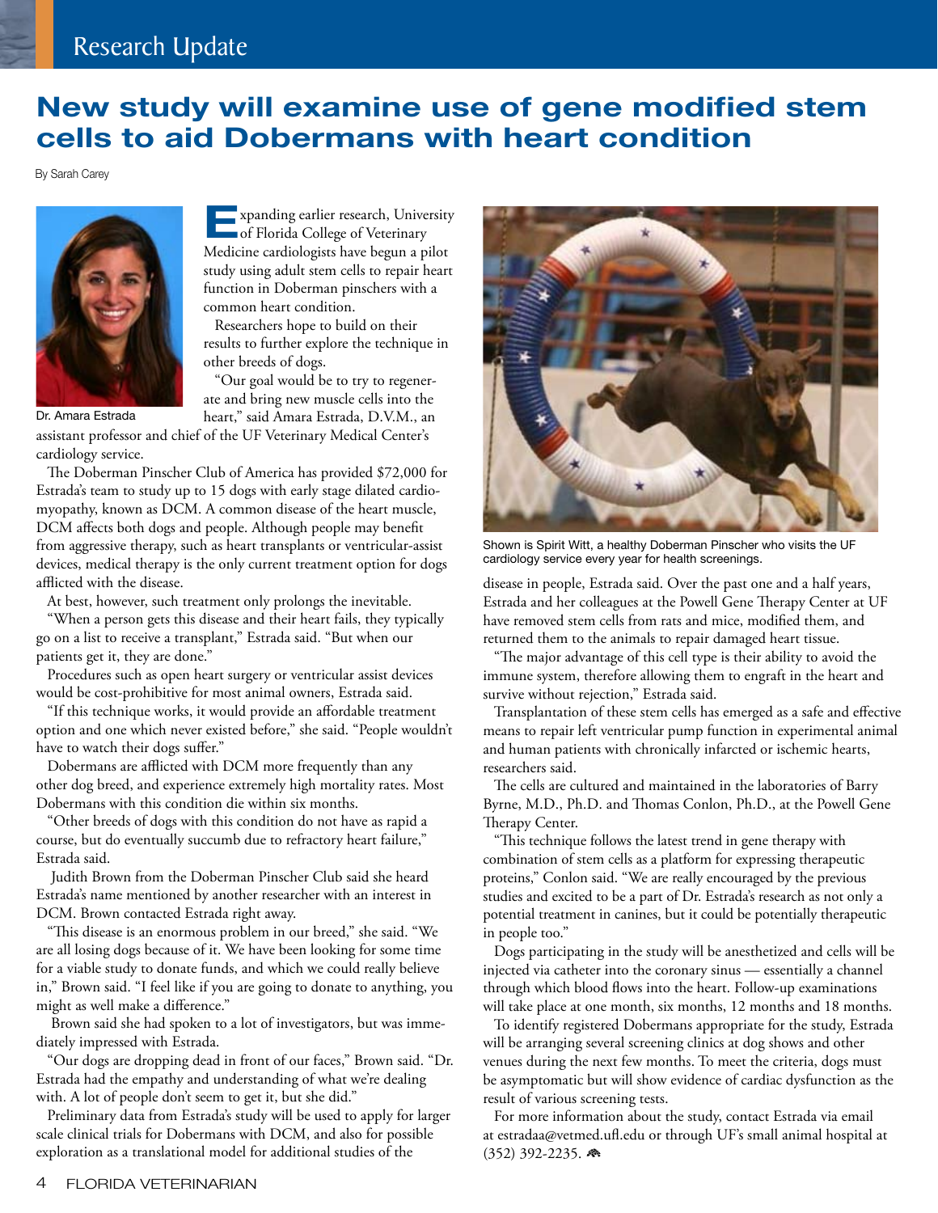Research Update

# New study will examine use of gene modified stem cells to aid Dobermans with heart condition

By Sarah Carey

Dr. Amara Estrada

Expanding earlier research, University of Florida College of Veterinary Medicine cardiologists have begun a pilot study using adult stem cells to repair heart function in Doberman pinschers with a common heart condition.

Researchers hope to build on their results to further explore the technique in other breeds of dogs.

"Our goal would be to try to regenerate and bring new muscle cells into the heart," said Amara Estrada, D.V.M., an assistant professor and chief of the UF Veterinary Medical Center's cardiology service.

The Doberman Pinscher Club of America has provided $72,000 for Estrada's team to study up to 15 dogs with early stage dilated cardiomyopathy, known as DCM. A common disease of the heart muscle, DCM affects both dogs and people. Although people may benefit from aggressive therapy, such as heart transplants or ventricular-assist devices, medical therapy is the only current treatment option for dogs afflicted with the disease.

At best, however, such treatment only prolongs the inevitable.

"When a person gets this disease and their heart fails, they typically go on a list to receive a transplant," Estrada said. "But when our patients get it, they are done."

Procedures such as open heart surgery or ventricular assist devices would be cost-prohibitive for most animal owners, Estrada said.

"If this technique works, it would provide an affordable treatment option and one which never existed before," she said. "People wouldn't have to watch their dogs suffer."

Dobermans are afflicted with DCM more frequently than any other dog breed, and experience extremely high mortality rates. Most Dobermans with this condition die within six months.

"Other breeds of dogs with this condition do not have as rapid a course, but do eventually succumb due to refractory heart failure," Estrada said.

Judith Brown from the Doberman Pinscher Club said she heard Estrada's name mentioned by another researcher with an interest in DCM. Brown contacted Estrada right away.

"This disease is an enormous problem in our breed," she said. "We are all losing dogs because of it. We have been looking for some time for a viable study to donate funds, and which we could really believe in," Brown said. "I feel like if you are going to donate to anything, you might as well make a difference."

Brown said she had spoken to a lot of investigators, but was immediately impressed with Estrada.

"Our dogs are dropping dead in front of our faces," Brown said. "Dr. Estrada had the empathy and understanding of what we're dealing with. A lot of people don't seem to get it, but she did."

Preliminary data from Estrada's study will be used to apply for larger scale clinical trials for Dobermans with DCM, and also for possible exploration as a translational model for additional studies of the disease in people, Estrada said. Over the past one and a half years, Estrada and her colleagues at the Powell Gene Therapy Center at UF have removed stem cells from rats and mice, modified them, and returned them to the animals to repair damaged heart tissue.

Shown is Spirit Witt, a healthy Doberman Pinscher who visits the UF cardiology service every year for health screenings.

"The major advantage of this cell type is their ability to avoid the immune system, therefore allowing them to engraft in the heart and survive without rejection," Estrada said.

Transplantation of these stem cells has emerged as a safe and effective means to repair left ventricular pump function in experimental animal and human patients with chronically infarcted or ischemic hearts, researchers said.

The cells are cultured and maintained in the laboratories of Barry Byrne, M.D., Ph.D. and Thomas Conlon, Ph.D., at the Powell Gene Therapy Center.

"This technique follows the latest trend in gene therapy with combination of stem cells as a platform for expressing therapeutic proteins," Conlon said. "We are really encouraged by the previous studies and excited to be a part of Dr. Estrada's research as not only a potential treatment in canines, but it could be potentially therapeutic in people too."

Dogs participating in the study will be anesthetized and cells will be injected via catheter into the coronary sinus — essentially a channel through which blood flows into the heart. Follow-up examinations will take place at one month, six months, 12 months and 18 months.

To identify registered Dobermans appropriate for the study, Estrada will be arranging several screening clinics at dog shows and other venues during the next few months. To meet the criteria, dogs must be asymptomatic but will show evidence of cardiac dysfunction as the result of various screening tests.

For more information about the study, contact Estrada via email at estradaa@vetmed.ufl.edu or through UF's small animal hospital at (352) 392-2235.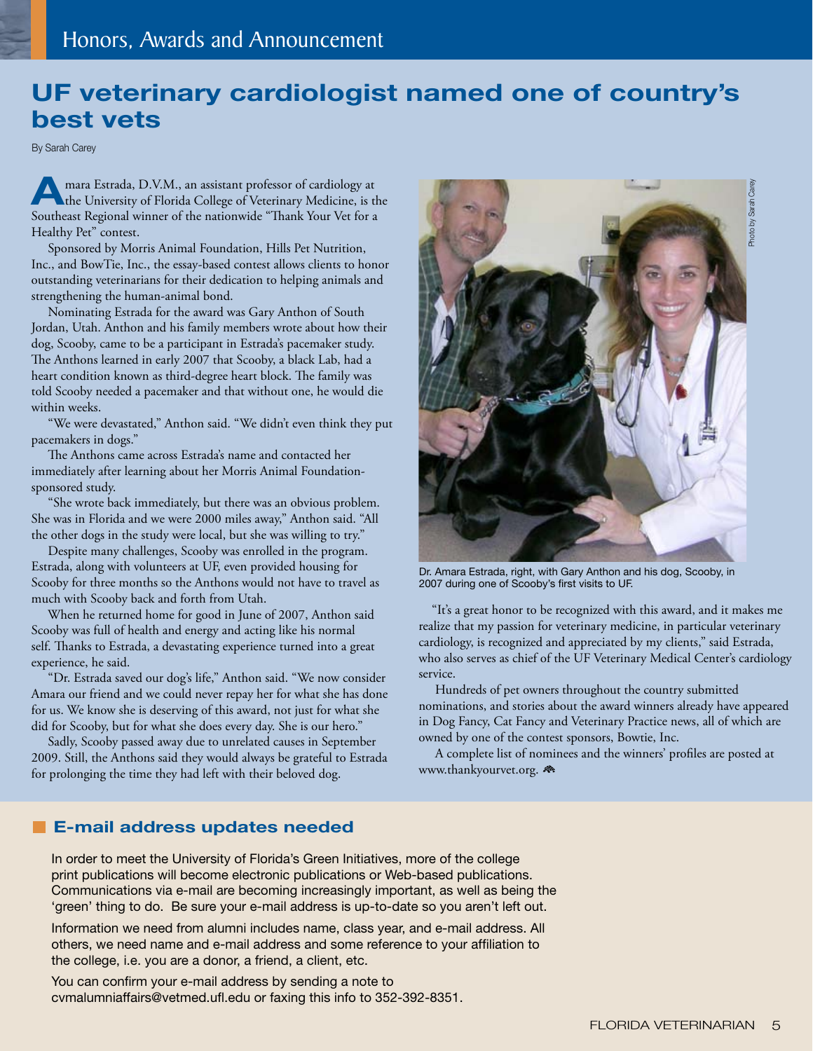## UF veterinary cardiologist named one of country's best vets

By Sarah Carey

Amara Estrada, D.V.M., an assistant professor of cardiology at the University of Florida College of Veterinary Medicine, is the Southeast Regional winner of the nationwide "Thank Your Vet for a Healthy Pet" contest.

Sponsored by Morris Animal Foundation, Hills Pet Nutrition, Inc., and BowTie, Inc., the essay-based contest allows clients to honor outstanding veterinarians for their dedication to helping animals and strengthening the human-animal bond.

Nominating Estrada for the award was Gary Anthon of South Jordan, Utah. Anthon and his family members wrote about how their dog, Scooby, came to be a participant in Estrada's pacemaker study. The Anthons learned in early 2007 that Scooby, a black Lab, had a heart condition known as third-degree heart block. The family was told Scooby needed a pacemaker and that without one, he would die within weeks.

"We were devastated," Anthon said. "We didn't even think they put pacemakers in dogs."

The Anthons came across Estrada's name and contacted her immediately after learning about her Morris Animal Foundation-sponsored study.

"She wrote back immediately, but there was an obvious problem. She was in Florida and we were 2000 miles away," Anthon said. "All the other dogs in the study were local, but she was willing to try."

Despite many challenges, Scooby was enrolled in the program. Estrada, along with volunteers at UF, even provided housing for Scooby for three months so the Anthons would not have to travel as much with Scooby back and forth from Utah.

When he returned home for good in June of 2007, Anthon said Scooby was full of health and energy and acting like his normal self. Thanks to Estrada, a devastating experience turned into a great experience, he said.

"Dr. Estrada saved our dog's life," Anthon said. "We now consider Amara our friend and we could never repay her for what she has done for us. We know she is deserving of this award, not just for what she did for Scooby, but for what she does every day. She is our hero."

Sadly, Scooby passed away due to unrelated causes in September 2009. Still, the Anthons said they would always be grateful to Estrada for prolonging the time they had left with their beloved dog.

Photo by Sarah Carey

Dr. Amara Estrada, right, with Gary Anthon and his dog, Scooby, in 2007 during one of Scooby's first visits to UF.

"It's a great honor to be recognized with this award, and it makes me realize that my passion for veterinary medicine, in particular veterinary cardiology, is recognized and appreciated by my clients," said Estrada, who also serves as chief of the UF Veterinary Medical Center's cardiology service.

Hundreds of pet owners throughout the country submitted nominations, and stories about the award winners already have appeared in Dog Fancy, Cat Fancy and Veterinary Practice news, all of which are owned by one of the contest sponsors, Bowtie, Inc.

A complete list of nominees and the winners' profiles are posted at www.thankyourvet.org.

### E-mail address updates needed

In order to meet the University of Florida's Green Initiatives, more of the college print publications will become electronic publications or Web-based publications. Communications via e-mail are becoming increasingly important, as well as being the 'green' thing to do. Be sure your e-mail address is up-to-date so you aren't left out.

Information we need from alumni includes name, class year, and e-mail address. All others, we need name and e-mail address and some reference to your affiliation to the college, i.e. you are a donor, a friend, a client, etc.

You can confirm your e-mail address by sending a note to cvmalumniaffairs@vetmed.ufl.edu or faxing this info to 352-392-8351.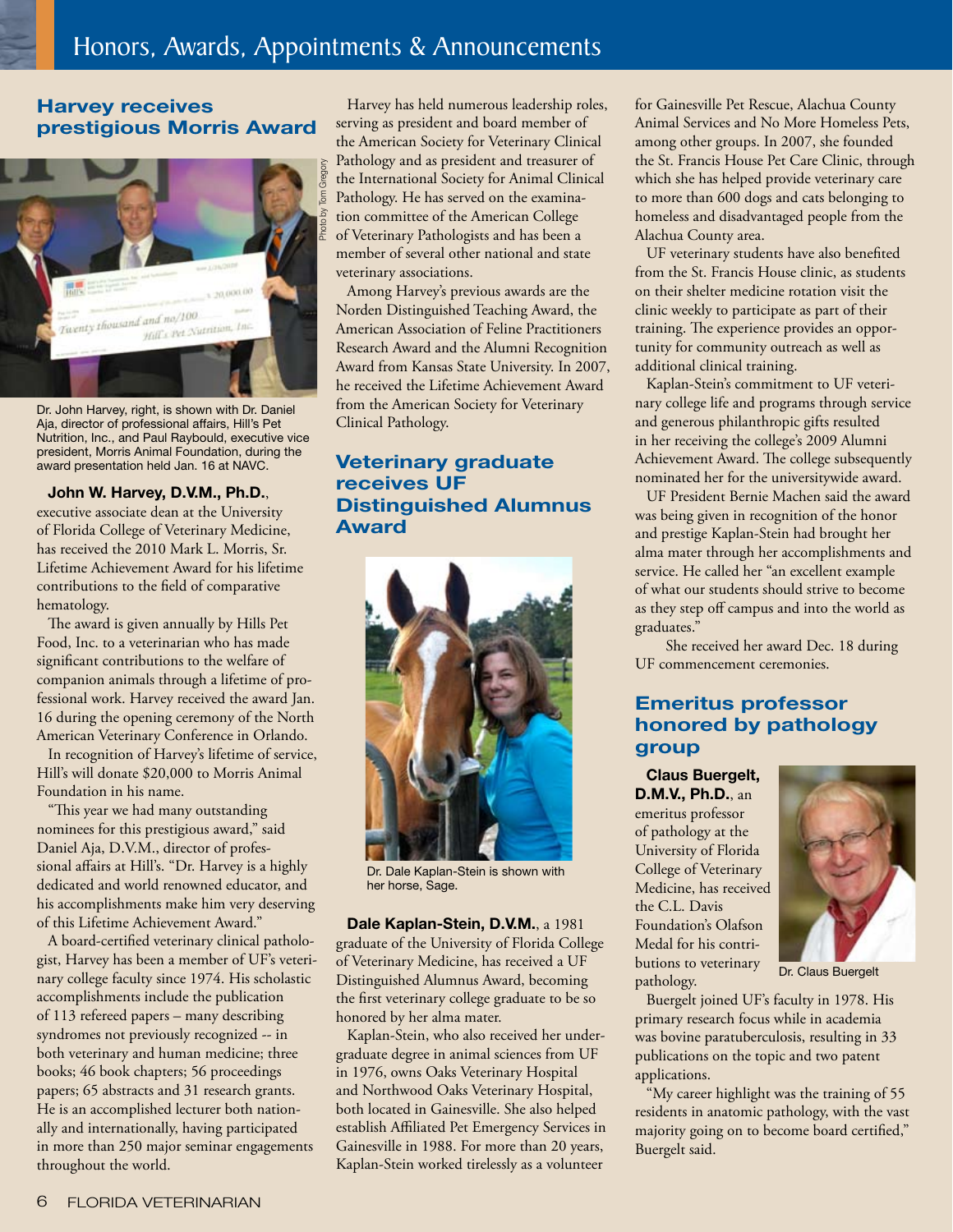# Honors, Awards, Appointments & Announcements

## Harvey receives prestigious Morris Award

Dr. John Harvey, right, is shown with Dr. Daniel Aja, director of professional affairs, Hill's Pet Nutrition, Inc., and Paul Raybould, executive vice president, Morris Animal Foundation, during the award presentation held Jan. 16 at NAVC.

**John W. Harvey, D.V.M., Ph.D.**, executive associate dean at the University of Florida College of Veterinary Medicine, has received the 2010 Mark L. Morris, Sr. Lifetime Achievement Award for his lifetime contributions to the field of comparative hematology.

The award is given annually by Hills Pet Food, Inc. to a veterinarian who has made significant contributions to the welfare of companion animals through a lifetime of professional work. Harvey received the award Jan. 16 during the opening ceremony of the North American Veterinary Conference in Orlando.

In recognition of Harvey's lifetime of service, Hill's will donate $20,000 to Morris Animal Foundation in his name.

"This year we had many outstanding nominees for this prestigious award," said Daniel Aja, D.V.M., director of professional affairs at Hill's. "Dr. Harvey is a highly dedicated and world renowned educator, and his accomplishments make him very deserving of this Lifetime Achievement Award."

A board-certified veterinary clinical pathologist, Harvey has been a member of UF's veterinary college faculty since 1974. His scholastic accomplishments include the publication of 113 refereed papers – many describing syndromes not previously recognized -- in both veterinary and human medicine; three books; 46 book chapters; 56 proceedings papers; 65 abstracts and 31 research grants. He is an accomplished lecturer both nationally and internationally, having participated in more than 250 major seminar engagements throughout the world.

Harvey has held numerous leadership roles, serving as president and board member of the American Society for Veterinary Clinical Pathology and as president and treasurer of the International Society for Animal Clinical Pathology. He has served on the examination committee of the American College of Veterinary Pathologists and has been a member of several other national and state veterinary associations.

Among Harvey's previous awards are the Norden Distinguished Teaching Award, the American Association of Feline Practitioners Research Award and the Alumni Recognition Award from Kansas State University. In 2007, he received the Lifetime Achievement Award from the American Society for Veterinary Clinical Pathology.

## Veterinary graduate receives UF Distinguished Alumnus Award

Dr. Dale Kaplan-Stein is shown with her horse, Sage.

**Dale Kaplan-Stein, D.V.M.**, a 1981 graduate of the University of Florida College of Veterinary Medicine, has received a UF Distinguished Alumnus Award, becoming the first veterinary college graduate to be so honored by her alma mater.

Kaplan-Stein, who also received her undergraduate degree in animal sciences from UF in 1976, owns Oaks Veterinary Hospital and Northwood Oaks Veterinary Hospital, both located in Gainesville. She also helped establish Affiliated Pet Emergency Services in Gainesville in 1988. For more than 20 years, Kaplan-Stein worked tirelessly as a volunteer for Gainesville Pet Rescue, Alachua County Animal Services and No More Homeless Pets, among other groups. In 2007, she founded the St. Francis House Pet Care Clinic, through which she has helped provide veterinary care to more than 600 dogs and cats belonging to homeless and disadvantaged people from the Alachua County area.

UF veterinary students have also benefited from the St. Francis House clinic, as students on their shelter medicine rotation visit the clinic weekly to participate as part of their training. The experience provides an opportunity for community outreach as well as additional clinical training.

Kaplan-Stein's commitment to UF veterinary college life and programs through service and generous philanthropic gifts resulted in her receiving the college's 2009 Alumni Achievement Award. The college subsequently nominated her for the universitywide award.

UF President Bernie Machen said the award was being given in recognition of the honor and prestige Kaplan-Stein had brought her alma mater through her accomplishments and service. He called her "an excellent example of what our students should strive to become as they step off campus and into the world as graduates."

She received her award Dec. 18 during UF commencement ceremonies.

## Emeritus professor honored by pathology group

Dr. Claus Buergelt

**Claus Buergelt, D.M.V., Ph.D.**, an emeritus professor of pathology at the University of Florida College of Veterinary Medicine, has received the C.L. Davis Foundation's Olafson Medal for his contributions to veterinary pathology.

Buergelt joined UF's faculty in 1978. His primary research focus while in academia was bovine paratuberculosis, resulting in 33 publications on the topic and two patent applications.

"My career highlight was the training of 55 residents in anatomic pathology, with the vast majority going on to become board certified," Buergelt said.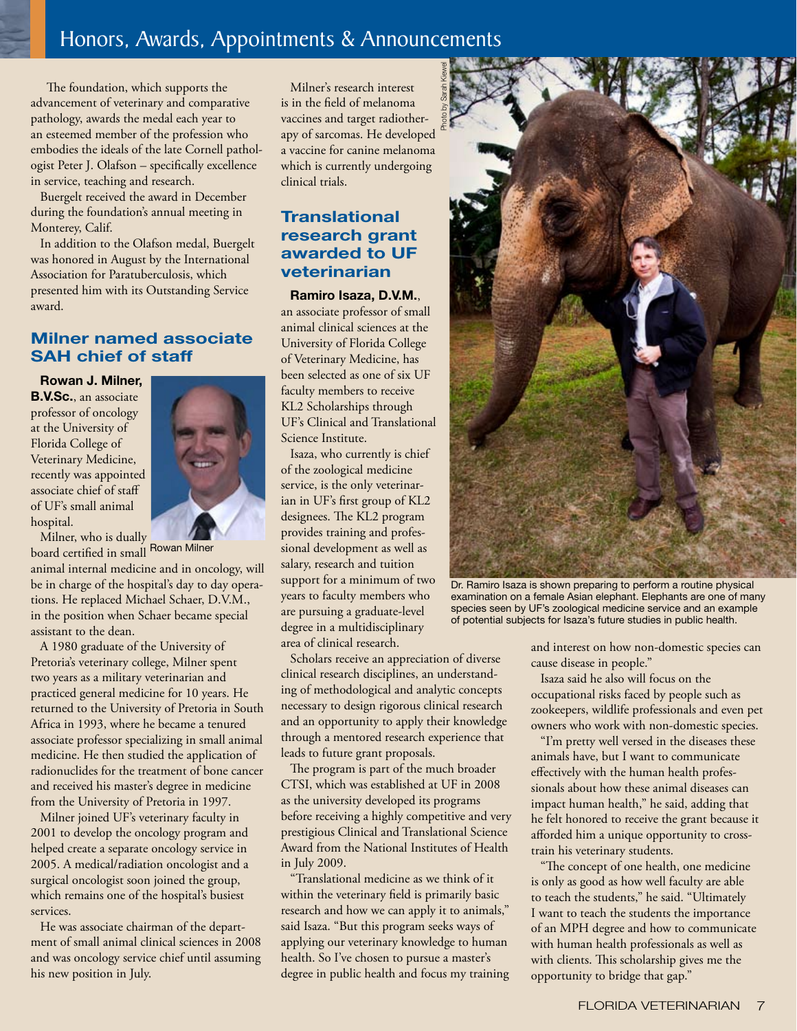The foundation, which supports the advancement of veterinary and comparative pathology, awards the medal each year to an esteemed member of the profession who embodies the ideals of the late Cornell pathologist Peter J. Olafson – specifically excellence in service, teaching and research.

Buergelt received the award in December during the foundation's annual meeting in Monterey, Calif.

In addition to the Olafson medal, Buergelt was honored in August by the International Association for Paratuberculosis, which presented him with its Outstanding Service award.

## Milner named associate SAH chief of staff

**Rowan J. Milner, B.V.Sc.**, an associate professor of oncology at the University of Florida College of Veterinary Medicine, recently was appointed associate chief of staff of UF's small animal hospital.

Rowan Milner

Milner, who is dually board certified in small animal internal medicine and in oncology, will be in charge of the hospital's day to day operations. He replaced Michael Schaer, D.V.M., in the position when Schaer became special assistant to the dean.

A 1980 graduate of the University of Pretoria's veterinary college, Milner spent two years as a military veterinarian and practiced general medicine for 10 years. He returned to the University of Pretoria in South Africa in 1993, where he became a tenured associate professor specializing in small animal medicine. He then studied the application of radionuclides for the treatment of bone cancer and received his master's degree in medicine from the University of Pretoria in 1997.

Milner joined UF's veterinary faculty in 2001 to develop the oncology program and helped create a separate oncology service in 2005. A medical/radiation oncologist and a surgical oncologist soon joined the group, which remains one of the hospital's busiest services.

He was associate chairman of the department of small animal clinical sciences in 2008 and was oncology service chief until assuming his new position in July.

Milner's research interest is in the field of melanoma vaccines and target radiotherapy of sarcomas. He developed a vaccine for canine melanoma which is currently undergoing clinical trials.

## Translational research grant awarded to UF veterinarian

**Ramiro Isaza, D.V.M.**, an associate professor of small animal clinical sciences at the University of Florida College of Veterinary Medicine, has been selected as one of six UF faculty members to receive KL2 Scholarships through UF's Clinical and Translational Science Institute.

Isaza, who currently is chief of the zoological medicine service, is the only veterinarian in UF's first group of KL2 designees. The KL2 program provides training and professional development as well as salary, research and tuition support for a minimum of two years to faculty members who are pursuing a graduate-level degree in a multidisciplinary area of clinical research.

Scholars receive an appreciation of diverse clinical research disciplines, an understanding of methodological and analytic concepts necessary to design rigorous clinical research and an opportunity to apply their knowledge through a mentored research experience that leads to future grant proposals.

The program is part of the much broader CTSI, which was established at UF in 2008 as the university developed its programs before receiving a highly competitive and very prestigious Clinical and Translational Science Award from the National Institutes of Health in July 2009.

"Translational medicine as we think of it within the veterinary field is primarily basic research and how we can apply it to animals," said Isaza. "But this program seeks ways of applying our veterinary knowledge to human health. So I've chosen to pursue a master's degree in public health and focus my training and interest on how non-domestic species can cause disease in people."

Photo by Sarah Kiewel

Dr. Ramiro Isaza is shown preparing to perform a routine physical examination on a female Asian elephant. Elephants are one of many species seen by UF's zoological medicine service and an example of potential subjects for Isaza's future studies in public health.

Isaza said he also will focus on the occupational risks faced by people such as zookeepers, wildlife professionals and even pet owners who work with non-domestic species.

"I'm pretty well versed in the diseases these animals have, but I want to communicate effectively with the human health professionals about how these animal diseases can impact human health," he said, adding that he felt honored to receive the grant because it afforded him a unique opportunity to cross-train his veterinary students.

"The concept of one health, one medicine is only as good as how well faculty are able to teach the students," he said. "Ultimately I want to teach the students the importance of an MPH degree and how to communicate with human health professionals as well as with clients. This scholarship gives me the opportunity to bridge that gap."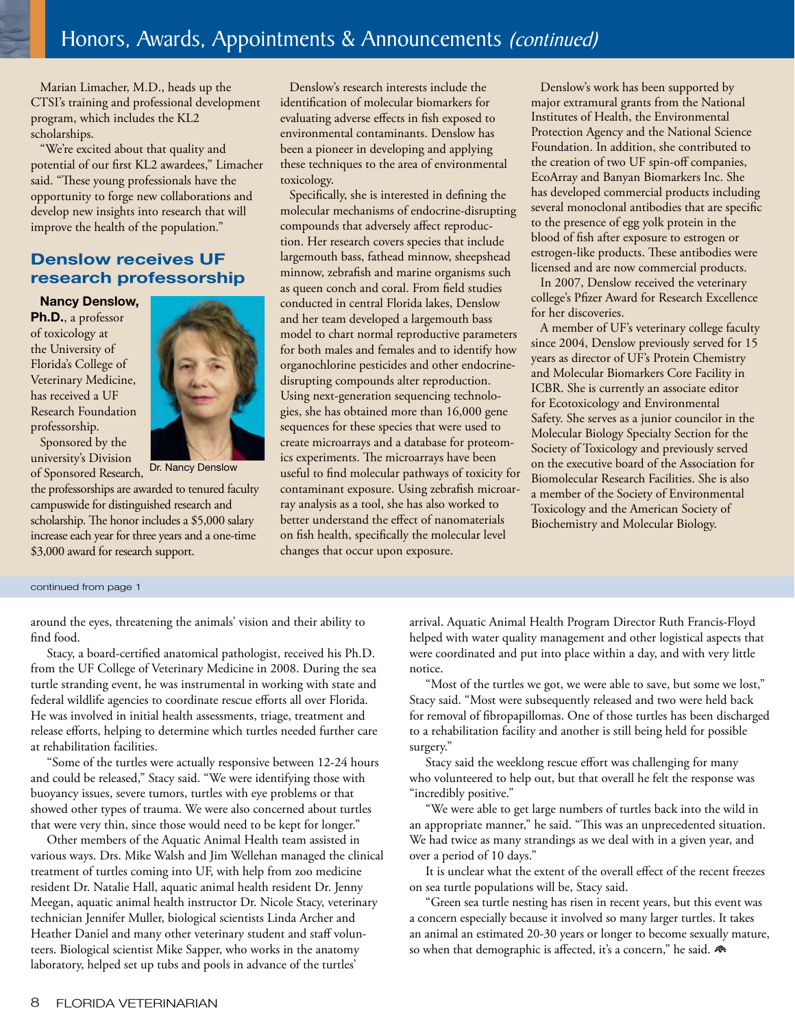# Honors, Awards, Appointments & Announcements *(continued)*

Marian Limacher, M.D., heads up the CTSI's training and professional development program, which includes the KL2 scholarships.

"We're excited about that quality and potential of our first KL2 awardees," Limacher said. "These young professionals have the opportunity to forge new collaborations and develop new insights into research that will improve the health of the population."

## Denslow receives UF research professorship

**Nancy Denslow, Ph.D.**, a professor of toxicology at the University of Florida's College of Veterinary Medicine, has received a UF Research Foundation professorship.

Dr. Nancy Denslow

Sponsored by the university's Division of Sponsored Research, the professorships are awarded to tenured faculty campuswide for distinguished research and scholarship. The honor includes a $5,000 salary increase each year for three years and a one-time $3,000 award for research support.

Denslow's research interests include the identification of molecular biomarkers for evaluating adverse effects in fish exposed to environmental contaminants. Denslow has been a pioneer in developing and applying these techniques to the area of environmental toxicology.

Specifically, she is interested in defining the molecular mechanisms of endocrine-disrupting compounds that adversely affect reproduction. Her research covers species that include largemouth bass, fathead minnow, sheepshead minnow, zebrafish and marine organisms such as queen conch and coral. From field studies conducted in central Florida lakes, Denslow and her team developed a largemouth bass model to chart normal reproductive parameters for both males and females and to identify how organochlorine pesticides and other endocrine-disrupting compounds alter reproduction. Using next-generation sequencing technologies, she has obtained more than 16,000 gene sequences for these species that were used to create microarrays and a database for proteomics experiments. The microarrays have been useful to find molecular pathways of toxicity for contaminant exposure. Using zebrafish microarray analysis as a tool, she has also worked to better understand the effect of nanomaterials on fish health, specifically the molecular level changes that occur upon exposure.

Denslow's work has been supported by major extramural grants from the National Institutes of Health, the Environmental Protection Agency and the National Science Foundation. In addition, she contributed to the creation of two UF spin-off companies, EcoArray and Banyan Biomarkers Inc. She has developed commercial products including several monoclonal antibodies that are specific to the presence of egg yolk protein in the blood of fish after exposure to estrogen or estrogen-like products. These antibodies were licensed and are now commercial products.

In 2007, Denslow received the veterinary college's Pfizer Award for Research Excellence for her discoveries.

A member of UF's veterinary college faculty since 2004, Denslow previously served for 15 years as director of UF's Protein Chemistry and Molecular Biomarkers Core Facility in ICBR. She is currently an associate editor for Ecotoxicology and Environmental Safety. She serves as a junior councilor in the Molecular Biology Specialty Section for the Society of Toxicology and previously served on the executive board of the Association for Biomolecular Research Facilities. She is also a member of the Society of Environmental Toxicology and the American Society of Biochemistry and Molecular Biology.

---

continued from page 1

around the eyes, threatening the animals' vision and their ability to find food.

Stacy, a board-certified anatomical pathologist, received his Ph.D. from the UF College of Veterinary Medicine in 2008. During the sea turtle stranding event, he was instrumental in working with state and federal wildlife agencies to coordinate rescue efforts all over Florida. He was involved in initial health assessments, triage, treatment and release efforts, helping to determine which turtles needed further care at rehabilitation facilities.

"Some of the turtles were actually responsive between 12-24 hours and could be released," Stacy said. "We were identifying those with buoyancy issues, severe tumors, turtles with eye problems or that showed other types of trauma. We were also concerned about turtles that were very thin, since those would need to be kept for longer."

Other members of the Aquatic Animal Health team assisted in various ways. Drs. Mike Walsh and Jim Wellehan managed the clinical treatment of turtles coming into UF, with help from zoo medicine resident Dr. Natalie Hall, aquatic animal health resident Dr. Jenny Meegan, aquatic animal health instructor Dr. Nicole Stacy, veterinary technician Jennifer Muller, biological scientists Linda Archer and Heather Daniel and many other veterinary student and staff volunteers. Biological scientist Mike Sapper, who works in the anatomy laboratory, helped set up tubs and pools in advance of the turtles' arrival. Aquatic Animal Health Program Director Ruth Francis-Floyd helped with water quality management and other logistical aspects that were coordinated and put into place within a day, and with very little notice.

"Most of the turtles we got, we were able to save, but some we lost," Stacy said. "Most were subsequently released and two were held back for removal of fibropapillomas. One of those turtles has been discharged to a rehabilitation facility and another is still being held for possible surgery."

Stacy said the weeklong rescue effort was challenging for many who volunteered to help out, but that overall he felt the response was "incredibly positive."

"We were able to get large numbers of turtles back into the wild in an appropriate manner," he said. "This was an unprecedented situation. We had twice as many strandings as we deal with in a given year, and over a period of 10 days."

It is unclear what the extent of the overall effect of the recent freezes on sea turtle populations will be, Stacy said.

"Green sea turtle nesting has risen in recent years, but this event was a concern especially because it involved so many larger turtles. It takes an animal an estimated 20-30 years or longer to become sexually mature, so when that demographic is affected, it's a concern," he said.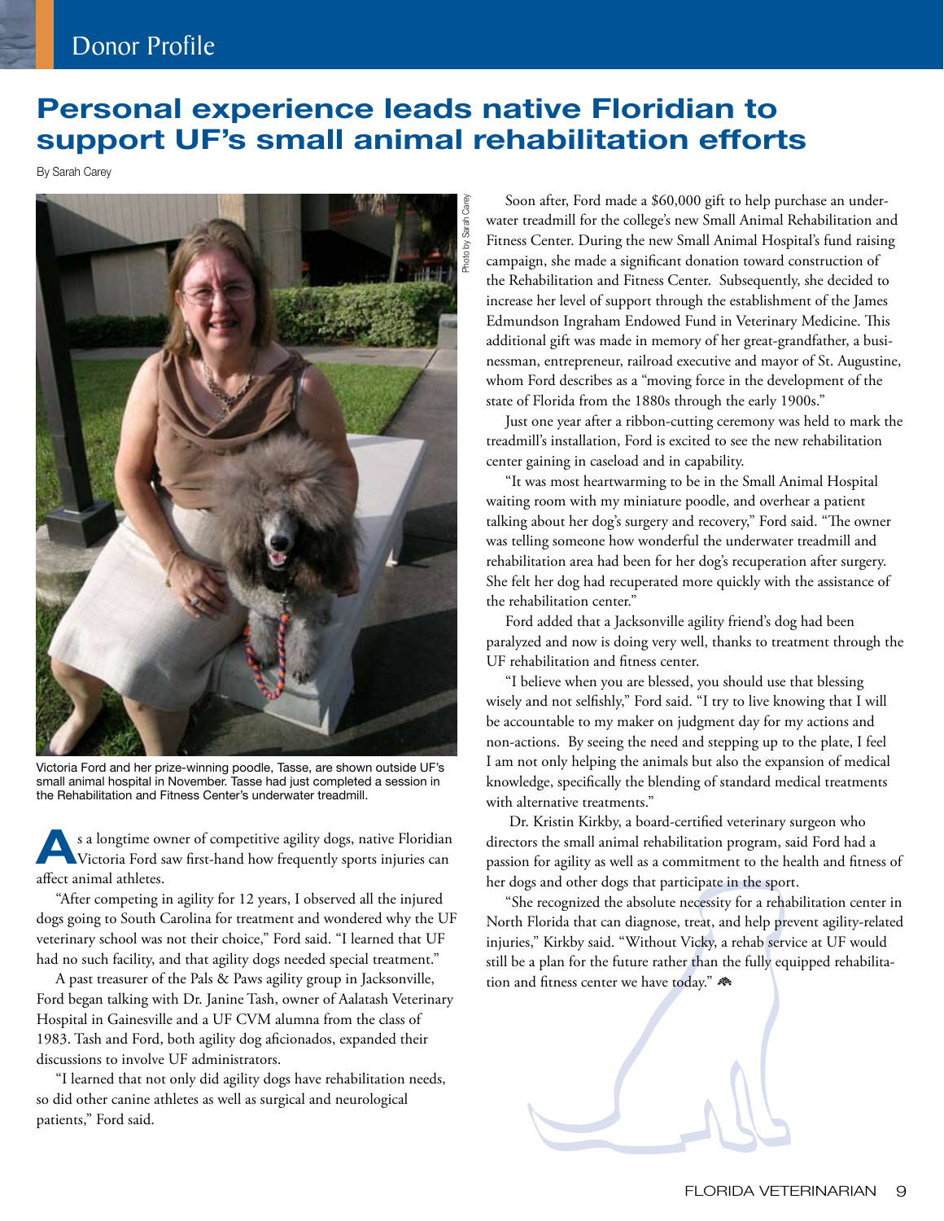Donor Profile

# Personal experience leads native Floridian to support UF's small animal rehabilitation efforts

By Sarah Carey

Photo by Sarah Carey

Victoria Ford and her prize-winning poodle, Tasse, are shown outside UF's small animal hospital in November. Tasse had just completed a session in the Rehabilitation and Fitness Center's underwater treadmill.

As a longtime owner of competitive agility dogs, native Floridian Victoria Ford saw first-hand how frequently sports injuries can affect animal athletes.

"After competing in agility for 12 years, I observed all the injured dogs going to South Carolina for treatment and wondered why the UF veterinary school was not their choice," Ford said. "I learned that UF had no such facility, and that agility dogs needed special treatment."

A past treasurer of the Pals & Paws agility group in Jacksonville, Ford began talking with Dr. Janine Tash, owner of Aalatash Veterinary Hospital in Gainesville and a UF CVM alumna from the class of 1983. Tash and Ford, both agility dog aficionados, expanded their discussions to involve UF administrators.

"I learned that not only did agility dogs have rehabilitation needs, so did other canine athletes as well as surgical and neurological patients," Ford said.

Soon after, Ford made a $60,000 gift to help purchase an underwater treadmill for the college's new Small Animal Rehabilitation and Fitness Center. During the new Small Animal Hospital's fund raising campaign, she made a significant donation toward construction of the Rehabilitation and Fitness Center. Subsequently, she decided to increase her level of support through the establishment of the James Edmundson Ingraham Endowed Fund in Veterinary Medicine. This additional gift was made in memory of her great-grandfather, a businessman, entrepreneur, railroad executive and mayor of St. Augustine, whom Ford describes as a "moving force in the development of the state of Florida from the 1880s through the early 1900s."

Just one year after a ribbon-cutting ceremony was held to mark the treadmill's installation, Ford is excited to see the new rehabilitation center gaining in caseload and in capability.

"It was most heartwarming to be in the Small Animal Hospital waiting room with my miniature poodle, and overhear a patient talking about her dog's surgery and recovery," Ford said. "The owner was telling someone how wonderful the underwater treadmill and rehabilitation area had been for her dog's recuperation after surgery. She felt her dog had recuperated more quickly with the assistance of the rehabilitation center."

Ford added that a Jacksonville agility friend's dog had been paralyzed and now is doing very well, thanks to treatment through the UF rehabilitation and fitness center.

"I believe when you are blessed, you should use that blessing wisely and not selfishly," Ford said. "I try to live knowing that I will be accountable to my maker on judgment day for my actions and non-actions. By seeing the need and stepping up to the plate, I feel I am not only helping the animals but also the expansion of medical knowledge, specifically the blending of standard medical treatments with alternative treatments."

Dr. Kristin Kirkby, a board-certified veterinary surgeon who directors the small animal rehabilitation program, said Ford had a passion for agility as well as a commitment to the health and fitness of her dogs and other dogs that participate in the sport.

"She recognized the absolute necessity for a rehabilitation center in North Florida that can diagnose, treat, and help prevent agility-related injuries," Kirkby said. "Without Vicky, a rehab service at UF would still be a plan for the future rather than the fully equipped rehabilitation and fitness center we have today."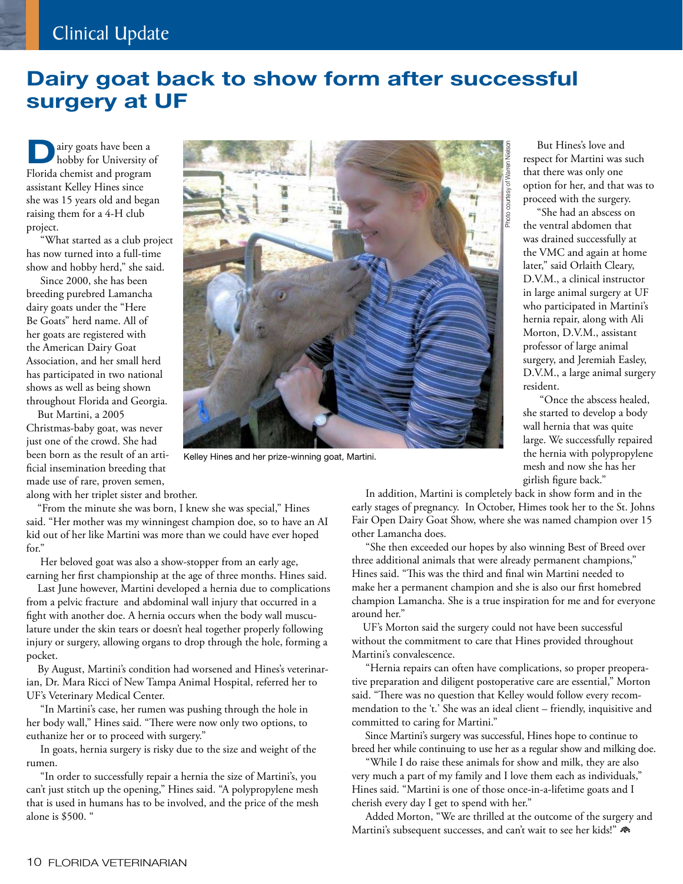Clinical Update

# Dairy goat back to show form after successful surgery at UF

Dairy goats have been a hobby for University of Florida chemist and program assistant Kelley Hines since she was 15 years old and began raising them for a 4-H club project.

"What started as a club project has now turned into a full-time show and hobby herd," she said.

Since 2000, she has been breeding purebred Lamancha dairy goats under the "Here Be Goats" herd name. All of her goats are registered with the American Dairy Goat Association, and her small herd has participated in two national shows as well as being shown throughout Florida and Georgia.

But Martini, a 2005 Christmas-baby goat, was never just one of the crowd. She had been born as the result of an artificial insemination breeding that made use of rare, proven semen, along with her triplet sister and brother.

Photo courtesy of Warren Nielson

Kelley Hines and her prize-winning goat, Martini.

"From the minute she was born, I knew she was special," Hines said. "Her mother was my winningest champion doe, so to have an AI kid out of her like Martini was more than we could have ever hoped for."

Her beloved goat was also a show-stopper from an early age, earning her first championship at the age of three months. Hines said.

Last June however, Martini developed a hernia due to complications from a pelvic fracture and abdominal wall injury that occurred in a fight with another doe. A hernia occurs when the body wall musculature under the skin tears or doesn't heal together properly following injury or surgery, allowing organs to drop through the hole, forming a pocket.

By August, Martini's condition had worsened and Hines's veterinarian, Dr. Mara Ricci of New Tampa Animal Hospital, referred her to UF's Veterinary Medical Center.

"In Martini's case, her rumen was pushing through the hole in her body wall," Hines said. "There were now only two options, to euthanize her or to proceed with surgery."

In goats, hernia surgery is risky due to the size and weight of the rumen.

"In order to successfully repair a hernia the size of Martini's, you can't just stitch up the opening," Hines said. "A polypropylene mesh that is used in humans has to be involved, and the price of the mesh alone is $500. "

But Hines's love and respect for Martini was such that there was only one option for her, and that was to proceed with the surgery.

"She had an abscess on the ventral abdomen that was drained successfully at the VMC and again at home later," said Orlaith Cleary, D.V.M., a clinical instructor in large animal surgery at UF who participated in Martini's hernia repair, along with Ali Morton, D.V.M., assistant professor of large animal surgery, and Jeremiah Easley, D.V.M., a large animal surgery resident.

"Once the abscess healed, she started to develop a body wall hernia that was quite large. We successfully repaired the hernia with polypropylene mesh and now she has her girlish figure back."

In addition, Martini is completely back in show form and in the early stages of pregnancy. In October, Himes took her to the St. Johns Fair Open Dairy Goat Show, where she was named champion over 15 other Lamancha does.

"She then exceeded our hopes by also winning Best of Breed over three additional animals that were already permanent champions," Hines said. "This was the third and final win Martini needed to make her a permanent champion and she is also our first homebred champion Lamancha. She is a true inspiration for me and for everyone around her."

UF's Morton said the surgery could not have been successful without the commitment to care that Hines provided throughout Martini's convalescence.

"Hernia repairs can often have complications, so proper preoperative preparation and diligent postoperative care are essential," Morton said. "There was no question that Kelley would follow every recommendation to the 't.' She was an ideal client – friendly, inquisitive and committed to caring for Martini."

Since Martini's surgery was successful, Hines hope to continue to breed her while continuing to use her as a regular show and milking doe.

"While I do raise these animals for show and milk, they are also very much a part of my family and I love them each as individuals," Hines said. "Martini is one of those once-in-a-lifetime goats and I cherish every day I get to spend with her."

Added Morton, "We are thrilled at the outcome of the surgery and Martini's subsequent successes, and can't wait to see her kids!"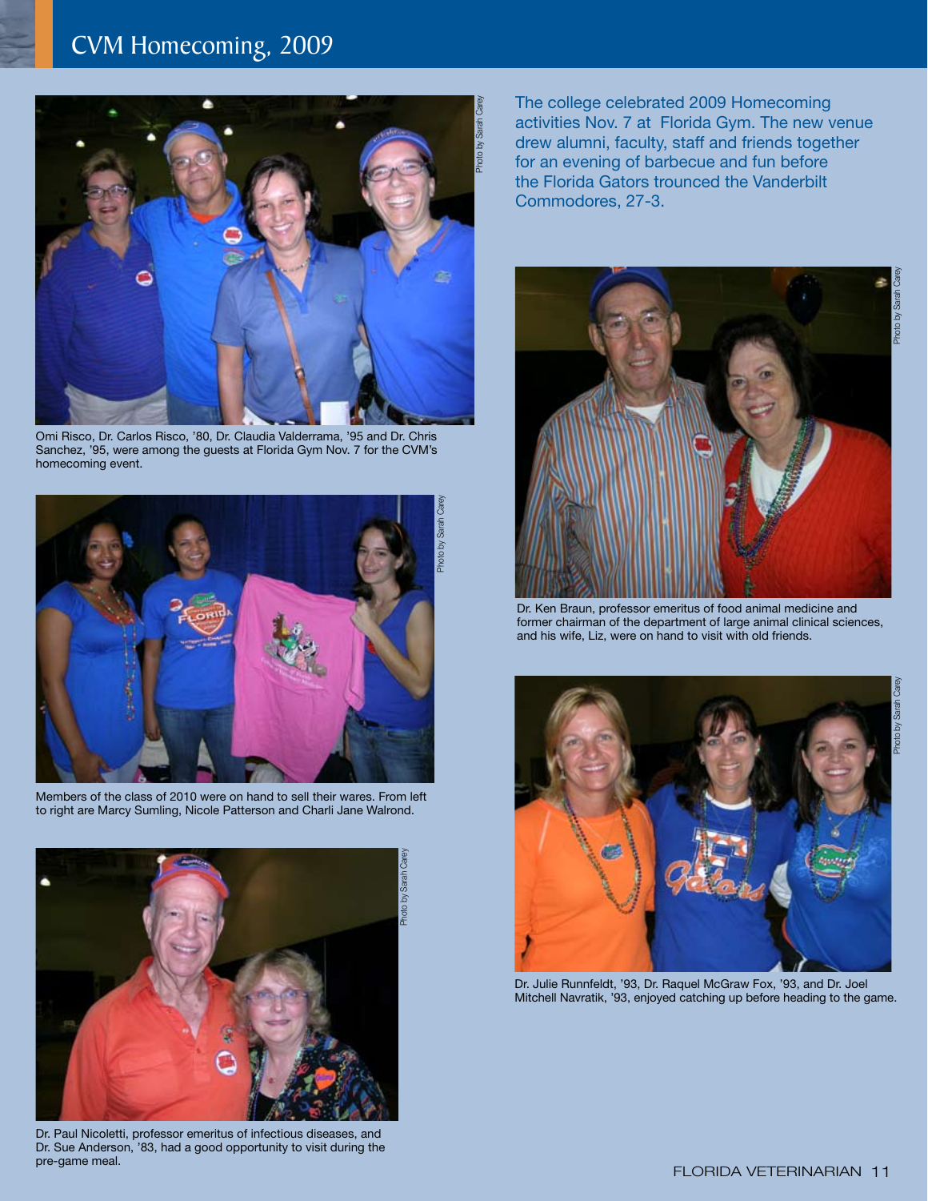# CVM Homecoming, 2009

The college celebrated 2009 Homecoming activities Nov. 7 at Florida Gym. The new venue drew alumni, faculty, staff and friends together for an evening of barbecue and fun before the Florida Gators trounced the Vanderbilt Commodores, 27-3.

Photo by Sarah Carey

Omi Risco, Dr. Carlos Risco, '80, Dr. Claudia Valderrama, '95 and Dr. Chris Sanchez, '95, were among the guests at Florida Gym Nov. 7 for the CVM's homecoming event.

Photo by Sarah Carey

Dr. Ken Braun, professor emeritus of food animal medicine and former chairman of the department of large animal clinical sciences, and his wife, Liz, were on hand to visit with old friends.

Photo by Sarah Carey

Members of the class of 2010 were on hand to sell their wares. From left to right are Marcy Sumling, Nicole Patterson and Charli Jane Walrond.

Photo by Sarah Carey

Dr. Julie Runnfeldt, '93, Dr. Raquel McGraw Fox, '93, and Dr. Joel Mitchell Navratik, '93, enjoyed catching up before heading to the game.

Photo by Sarah Carey

Dr. Paul Nicoletti, professor emeritus of infectious diseases, and Dr. Sue Anderson, '83, had a good opportunity to visit during the pre-game meal.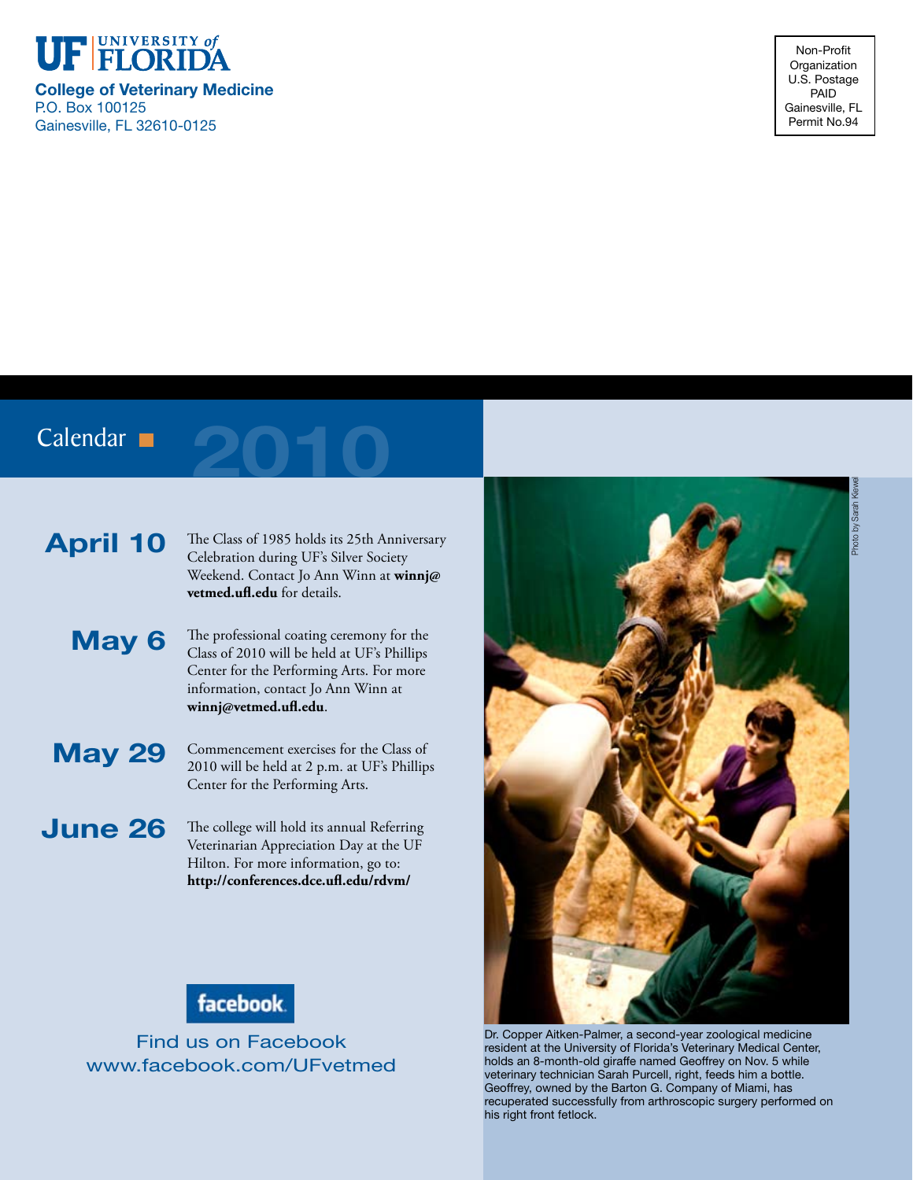**UF UNIVERSITY of FLORIDA**

**College of Veterinary Medicine**
P.O. Box 100125
Gainesville, FL 32610-0125

Non-Profit Organization
U.S. Postage
PAID
Gainesville, FL
Permit No.94

# Calendar 2010

**April 10** — The Class of 1985 holds its 25th Anniversary Celebration during UF's Silver Society Weekend. Contact Jo Ann Winn at **winnj@vetmed.ufl.edu** for details.

**May 6** — The professional coating ceremony for the Class of 2010 will be held at UF's Phillips Center for the Performing Arts. For more information, contact Jo Ann Winn at **winnj@vetmed.ufl.edu**.

**May 29** — Commencement exercises for the Class of 2010 will be held at 2 p.m. at UF's Phillips Center for the Performing Arts.

**June 26** — The college will hold its annual Referring Veterinarian Appreciation Day at the UF Hilton. For more information, go to: **http://conferences.dce.ufl.edu/rdvm/**

facebook

Find us on Facebook
www.facebook.com/UFvetmed

Photo by Sarah Kiewel

Dr. Copper Aitken-Palmer, a second-year zoological medicine resident at the University of Florida's Veterinary Medical Center, holds an 8-month-old giraffe named Geoffrey on Nov. 5 while veterinary technician Sarah Purcell, right, feeds him a bottle. Geoffrey, owned by the Barton G. Company of Miami, has recuperated successfully from arthroscopic surgery performed on his right front fetlock.